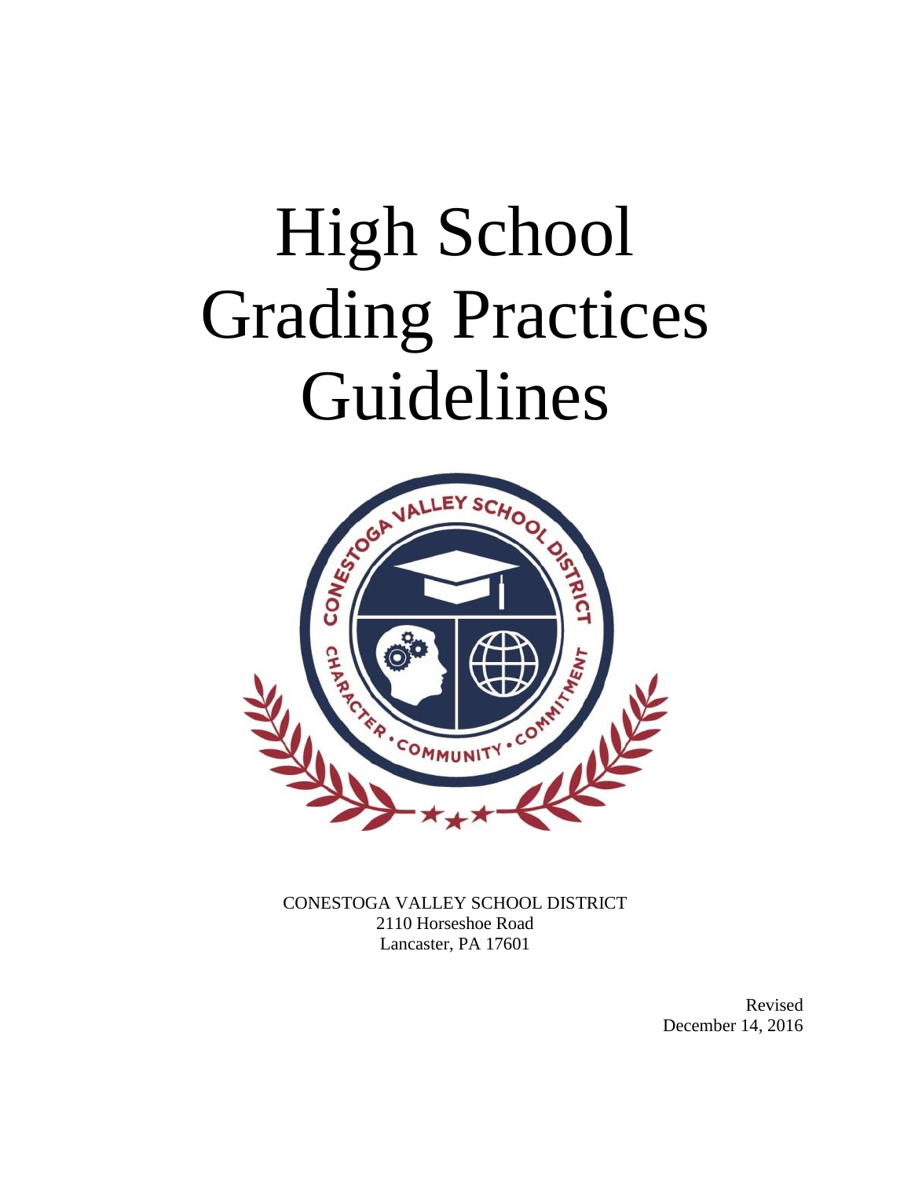# High School Grading Practices Guidelines

CONESTOGA VALLEY SCHOOL DISTRICT
2110 Horseshoe Road
Lancaster, PA 17601

Revised
December 14, 2016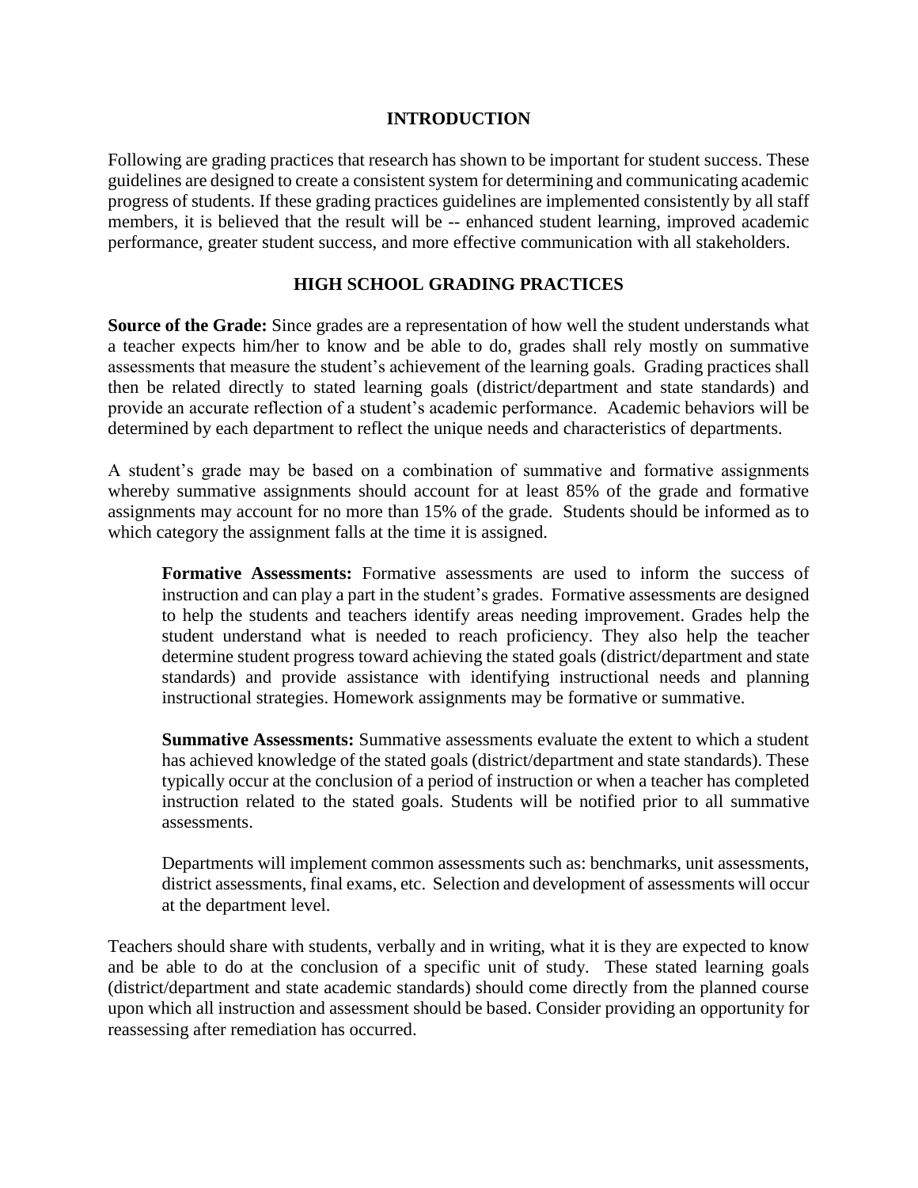## INTRODUCTION

Following are grading practices that research has shown to be important for student success. These guidelines are designed to create a consistent system for determining and communicating academic progress of students. If these grading practices guidelines are implemented consistently by all staff members, it is believed that the result will be -- enhanced student learning, improved academic performance, greater student success, and more effective communication with all stakeholders.

## HIGH SCHOOL GRADING PRACTICES

**Source of the Grade:** Since grades are a representation of how well the student understands what a teacher expects him/her to know and be able to do, grades shall rely mostly on summative assessments that measure the student's achievement of the learning goals. Grading practices shall then be related directly to stated learning goals (district/department and state standards) and provide an accurate reflection of a student's academic performance. Academic behaviors will be determined by each department to reflect the unique needs and characteristics of departments.

A student's grade may be based on a combination of summative and formative assignments whereby summative assignments should account for at least 85% of the grade and formative assignments may account for no more than 15% of the grade. Students should be informed as to which category the assignment falls at the time it is assigned.

> **Formative Assessments:** Formative assessments are used to inform the success of instruction and can play a part in the student's grades. Formative assessments are designed to help the students and teachers identify areas needing improvement. Grades help the student understand what is needed to reach proficiency. They also help the teacher determine student progress toward achieving the stated goals (district/department and state standards) and provide assistance with identifying instructional needs and planning instructional strategies. Homework assignments may be formative or summative.
>
> **Summative Assessments:** Summative assessments evaluate the extent to which a student has achieved knowledge of the stated goals (district/department and state standards). These typically occur at the conclusion of a period of instruction or when a teacher has completed instruction related to the stated goals. Students will be notified prior to all summative assessments.
>
> Departments will implement common assessments such as: benchmarks, unit assessments, district assessments, final exams, etc. Selection and development of assessments will occur at the department level.

Teachers should share with students, verbally and in writing, what it is they are expected to know and be able to do at the conclusion of a specific unit of study. These stated learning goals (district/department and state academic standards) should come directly from the planned course upon which all instruction and assessment should be based. Consider providing an opportunity for reassessing after remediation has occurred.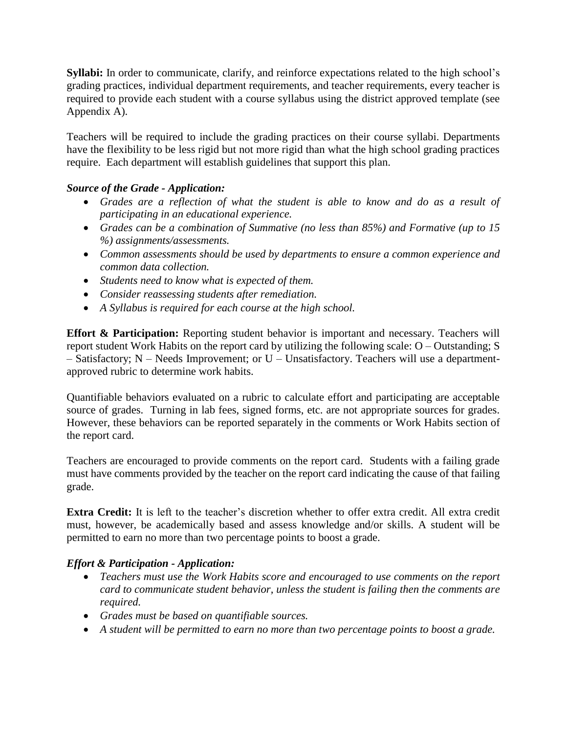**Syllabi:** In order to communicate, clarify, and reinforce expectations related to the high school's grading practices, individual department requirements, and teacher requirements, every teacher is required to provide each student with a course syllabus using the district approved template (see Appendix A).

Teachers will be required to include the grading practices on their course syllabi. Departments have the flexibility to be less rigid but not more rigid than what the high school grading practices require. Each department will establish guidelines that support this plan.

***Source of the Grade - Application:***

- *Grades are a reflection of what the student is able to know and do as a result of participating in an educational experience.*
- *Grades can be a combination of Summative (no less than 85%) and Formative (up to 15 %) assignments/assessments.*
- *Common assessments should be used by departments to ensure a common experience and common data collection.*
- *Students need to know what is expected of them.*
- *Consider reassessing students after remediation.*
- *A Syllabus is required for each course at the high school.*

**Effort & Participation:** Reporting student behavior is important and necessary. Teachers will report student Work Habits on the report card by utilizing the following scale: O – Outstanding; S – Satisfactory; N – Needs Improvement; or U – Unsatisfactory. Teachers will use a department-approved rubric to determine work habits.

Quantifiable behaviors evaluated on a rubric to calculate effort and participating are acceptable source of grades. Turning in lab fees, signed forms, etc. are not appropriate sources for grades. However, these behaviors can be reported separately in the comments or Work Habits section of the report card.

Teachers are encouraged to provide comments on the report card. Students with a failing grade must have comments provided by the teacher on the report card indicating the cause of that failing grade.

**Extra Credit:** It is left to the teacher's discretion whether to offer extra credit. All extra credit must, however, be academically based and assess knowledge and/or skills. A student will be permitted to earn no more than two percentage points to boost a grade.

***Effort & Participation - Application:***

- *Teachers must use the Work Habits score and encouraged to use comments on the report card to communicate student behavior, unless the student is failing then the comments are required.*
- *Grades must be based on quantifiable sources.*
- *A student will be permitted to earn no more than two percentage points to boost a grade.*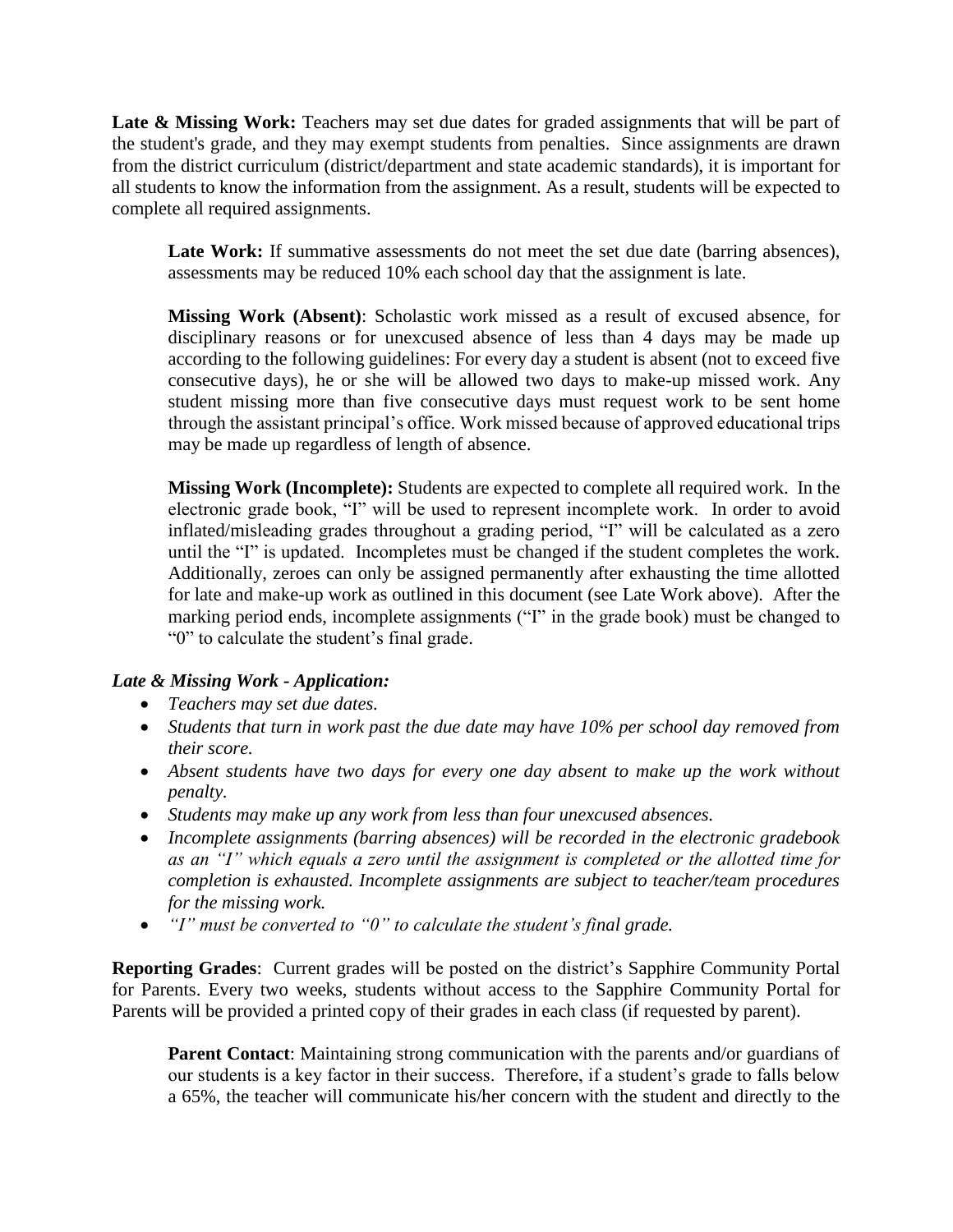**Late & Missing Work:** Teachers may set due dates for graded assignments that will be part of the student's grade, and they may exempt students from penalties. Since assignments are drawn from the district curriculum (district/department and state academic standards), it is important for all students to know the information from the assignment. As a result, students will be expected to complete all required assignments.

> **Late Work:** If summative assessments do not meet the set due date (barring absences), assessments may be reduced 10% each school day that the assignment is late.
>
> **Missing Work (Absent)**: Scholastic work missed as a result of excused absence, for disciplinary reasons or for unexcused absence of less than 4 days may be made up according to the following guidelines: For every day a student is absent (not to exceed five consecutive days), he or she will be allowed two days to make-up missed work. Any student missing more than five consecutive days must request work to be sent home through the assistant principal's office. Work missed because of approved educational trips may be made up regardless of length of absence.
>
> **Missing Work (Incomplete):** Students are expected to complete all required work. In the electronic grade book, "I" will be used to represent incomplete work. In order to avoid inflated/misleading grades throughout a grading period, "I" will be calculated as a zero until the "I" is updated. Incompletes must be changed if the student completes the work. Additionally, zeroes can only be assigned permanently after exhausting the time allotted for late and make-up work as outlined in this document (see Late Work above). After the marking period ends, incomplete assignments ("I" in the grade book) must be changed to "0" to calculate the student's final grade.

***Late & Missing Work - Application:***

- *Teachers may set due dates.*
- *Students that turn in work past the due date may have 10% per school day removed from their score.*
- *Absent students have two days for every one day absent to make up the work without penalty.*
- *Students may make up any work from less than four unexcused absences.*
- *Incomplete assignments (barring absences) will be recorded in the electronic gradebook as an "I" which equals a zero until the assignment is completed or the allotted time for completion is exhausted. Incomplete assignments are subject to teacher/team procedures for the missing work.*
- *"I" must be converted to "0" to calculate the student's final grade.*

**Reporting Grades**: Current grades will be posted on the district's Sapphire Community Portal for Parents. Every two weeks, students without access to the Sapphire Community Portal for Parents will be provided a printed copy of their grades in each class (if requested by parent).

> **Parent Contact**: Maintaining strong communication with the parents and/or guardians of our students is a key factor in their success. Therefore, if a student's grade to falls below a 65%, the teacher will communicate his/her concern with the student and directly to the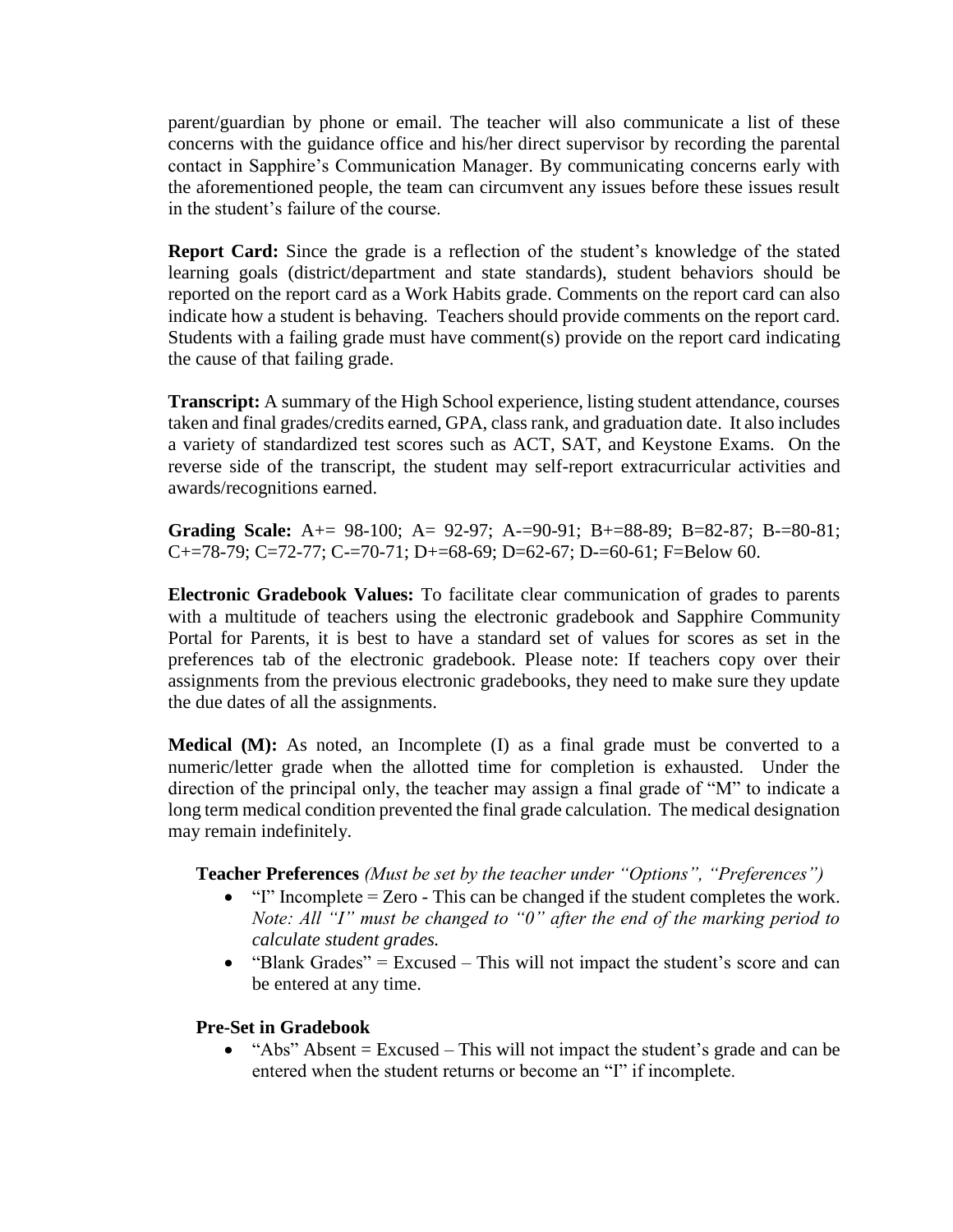parent/guardian by phone or email. The teacher will also communicate a list of these concerns with the guidance office and his/her direct supervisor by recording the parental contact in Sapphire's Communication Manager. By communicating concerns early with the aforementioned people, the team can circumvent any issues before these issues result in the student's failure of the course.

**Report Card:** Since the grade is a reflection of the student's knowledge of the stated learning goals (district/department and state standards), student behaviors should be reported on the report card as a Work Habits grade. Comments on the report card can also indicate how a student is behaving. Teachers should provide comments on the report card. Students with a failing grade must have comment(s) provide on the report card indicating the cause of that failing grade.

**Transcript:** A summary of the High School experience, listing student attendance, courses taken and final grades/credits earned, GPA, class rank, and graduation date. It also includes a variety of standardized test scores such as ACT, SAT, and Keystone Exams. On the reverse side of the transcript, the student may self-report extracurricular activities and awards/recognitions earned.

**Grading Scale:** A+= 98-100; A= 92-97; A-=90-91; B+=88-89; B=82-87; B-=80-81; C+=78-79; C=72-77; C-=70-71; D+=68-69; D=62-67; D-=60-61; F=Below 60.

**Electronic Gradebook Values:** To facilitate clear communication of grades to parents with a multitude of teachers using the electronic gradebook and Sapphire Community Portal for Parents, it is best to have a standard set of values for scores as set in the preferences tab of the electronic gradebook. Please note: If teachers copy over their assignments from the previous electronic gradebooks, they need to make sure they update the due dates of all the assignments.

**Medical (M):** As noted, an Incomplete (I) as a final grade must be converted to a numeric/letter grade when the allotted time for completion is exhausted. Under the direction of the principal only, the teacher may assign a final grade of "M" to indicate a long term medical condition prevented the final grade calculation. The medical designation may remain indefinitely.

**Teacher Preferences** *(Must be set by the teacher under "Options", "Preferences")*

- "I" Incomplete = Zero - This can be changed if the student completes the work. *Note: All "I" must be changed to "0" after the end of the marking period to calculate student grades.*
- "Blank Grades" = Excused – This will not impact the student's score and can be entered at any time.

**Pre-Set in Gradebook**

- "Abs" Absent = Excused – This will not impact the student's grade and can be entered when the student returns or become an "I" if incomplete.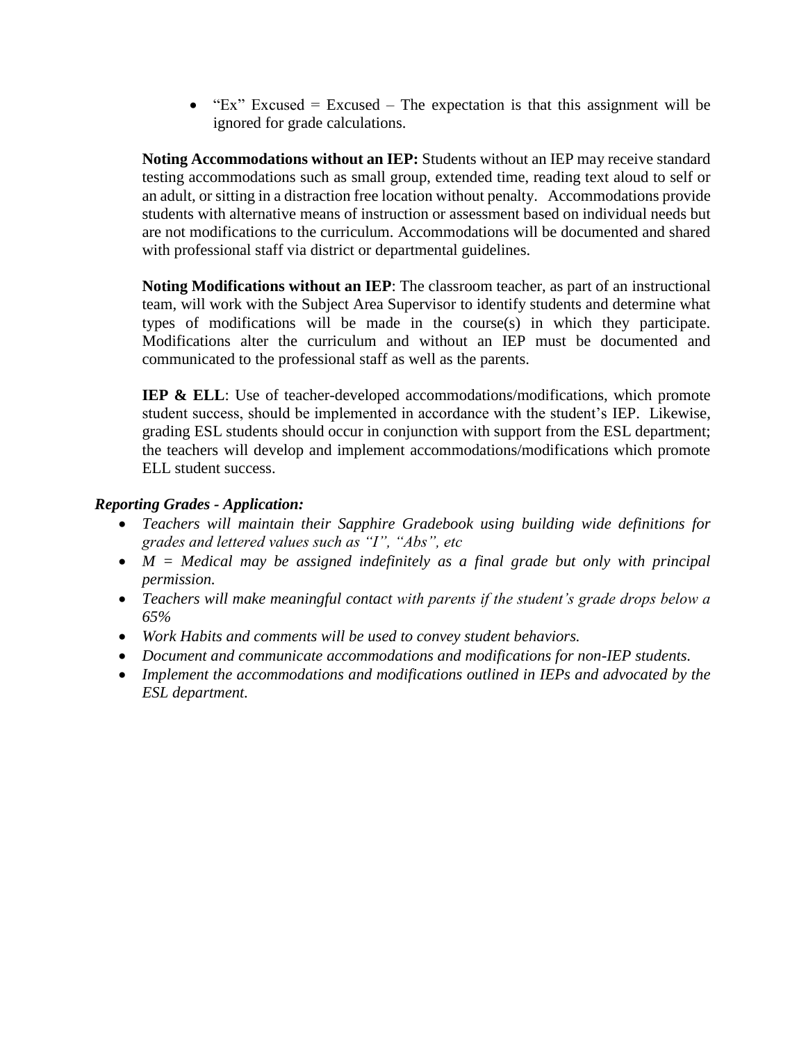- "Ex" Excused = Excused – The expectation is that this assignment will be ignored for grade calculations.

**Noting Accommodations without an IEP:** Students without an IEP may receive standard testing accommodations such as small group, extended time, reading text aloud to self or an adult, or sitting in a distraction free location without penalty. Accommodations provide students with alternative means of instruction or assessment based on individual needs but are not modifications to the curriculum. Accommodations will be documented and shared with professional staff via district or departmental guidelines.

**Noting Modifications without an IEP**: The classroom teacher, as part of an instructional team, will work with the Subject Area Supervisor to identify students and determine what types of modifications will be made in the course(s) in which they participate. Modifications alter the curriculum and without an IEP must be documented and communicated to the professional staff as well as the parents.

**IEP & ELL**: Use of teacher-developed accommodations/modifications, which promote student success, should be implemented in accordance with the student's IEP. Likewise, grading ESL students should occur in conjunction with support from the ESL department; the teachers will develop and implement accommodations/modifications which promote ELL student success.

***Reporting Grades - Application:***

- *Teachers will maintain their Sapphire Gradebook using building wide definitions for grades and lettered values such as "I", "Abs", etc*
- *M = Medical may be assigned indefinitely as a final grade but only with principal permission.*
- *Teachers will make meaningful contact with parents if the student's grade drops below a 65%*
- *Work Habits and comments will be used to convey student behaviors.*
- *Document and communicate accommodations and modifications for non-IEP students.*
- *Implement the accommodations and modifications outlined in IEPs and advocated by the ESL department.*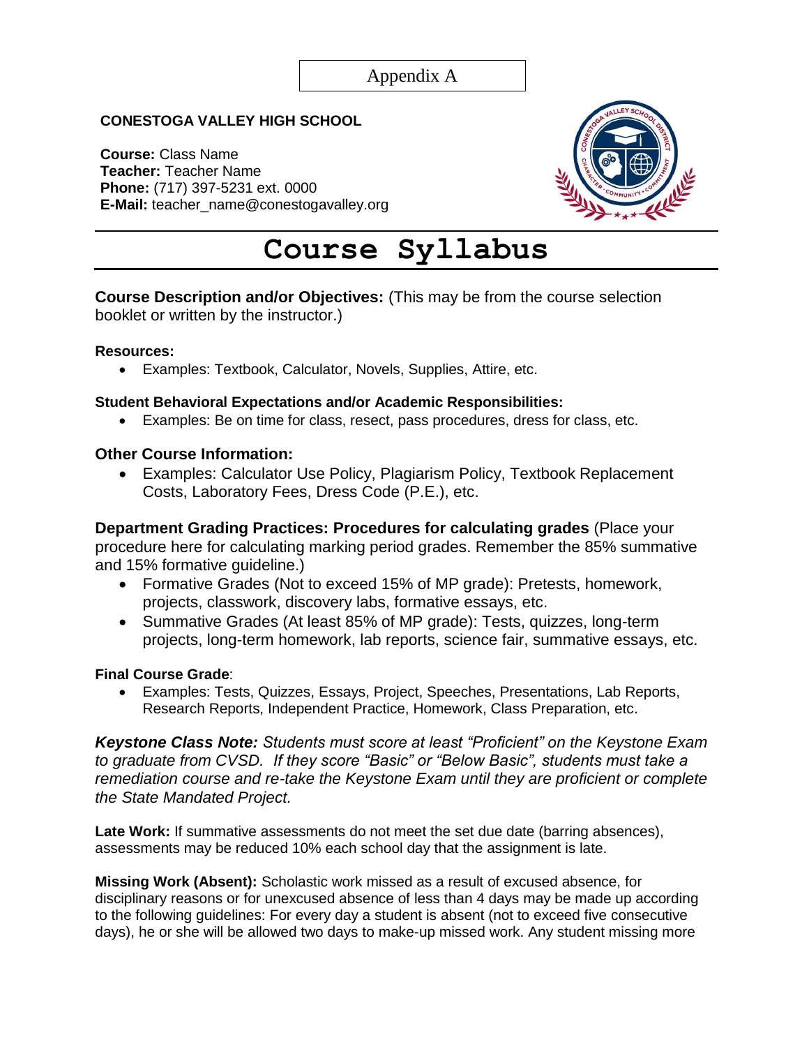Appendix A

**CONESTOGA VALLEY HIGH SCHOOL**

**Course:** Class Name
**Teacher:** Teacher Name
**Phone:** (717) 397-5231 ext. 0000
**E-Mail:** teacher_name@conestogavalley.org

# Course Syllabus

**Course Description and/or Objectives:** (This may be from the course selection booklet or written by the instructor.)

**Resources:**

- Examples: Textbook, Calculator, Novels, Supplies, Attire, etc.

**Student Behavioral Expectations and/or Academic Responsibilities:**

- Examples: Be on time for class, resect, pass procedures, dress for class, etc.

**Other Course Information:**

- Examples: Calculator Use Policy, Plagiarism Policy, Textbook Replacement Costs, Laboratory Fees, Dress Code (P.E.), etc.

**Department Grading Practices: Procedures for calculating grades** (Place your procedure here for calculating marking period grades. Remember the 85% summative and 15% formative guideline.)

- Formative Grades (Not to exceed 15% of MP grade): Pretests, homework, projects, classwork, discovery labs, formative essays, etc.
- Summative Grades (At least 85% of MP grade): Tests, quizzes, long-term projects, long-term homework, lab reports, science fair, summative essays, etc.

**Final Course Grade**:

- Examples: Tests, Quizzes, Essays, Project, Speeches, Presentations, Lab Reports, Research Reports, Independent Practice, Homework, Class Preparation, etc.

***Keystone Class Note:*** *Students must score at least "Proficient" on the Keystone Exam to graduate from CVSD. If they score "Basic" or "Below Basic", students must take a remediation course and re-take the Keystone Exam until they are proficient or complete the State Mandated Project.*

**Late Work:** If summative assessments do not meet the set due date (barring absences), assessments may be reduced 10% each school day that the assignment is late.

**Missing Work (Absent):** Scholastic work missed as a result of excused absence, for disciplinary reasons or for unexcused absence of less than 4 days may be made up according to the following guidelines: For every day a student is absent (not to exceed five consecutive days), he or she will be allowed two days to make-up missed work. Any student missing more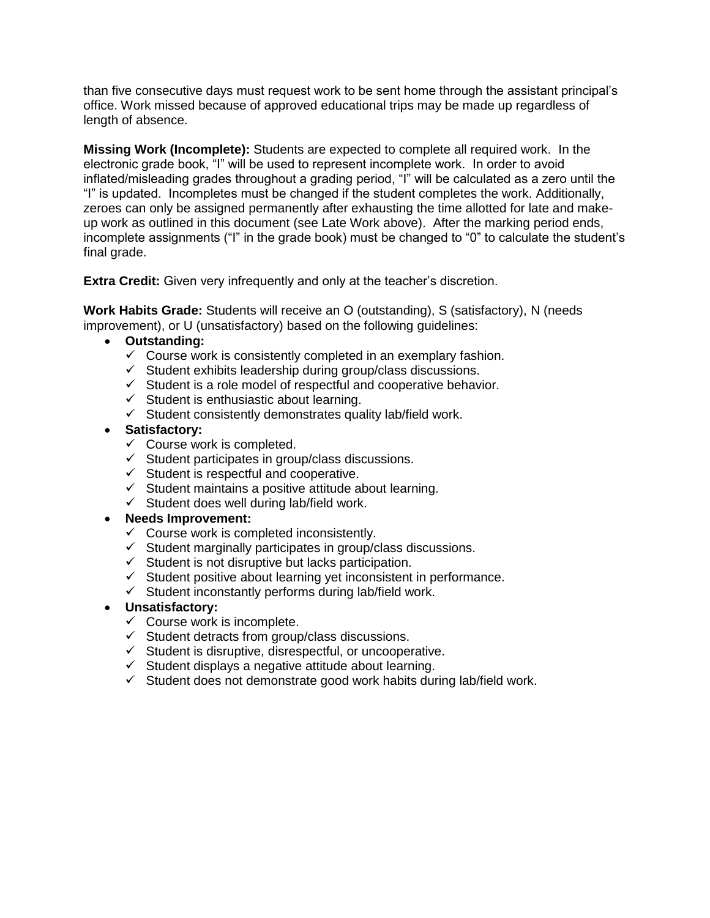than five consecutive days must request work to be sent home through the assistant principal's office. Work missed because of approved educational trips may be made up regardless of length of absence.

**Missing Work (Incomplete):** Students are expected to complete all required work. In the electronic grade book, "I" will be used to represent incomplete work. In order to avoid inflated/misleading grades throughout a grading period, "I" will be calculated as a zero until the "I" is updated. Incompletes must be changed if the student completes the work. Additionally, zeroes can only be assigned permanently after exhausting the time allotted for late and make-up work as outlined in this document (see Late Work above). After the marking period ends, incomplete assignments ("I" in the grade book) must be changed to "0" to calculate the student's final grade.

**Extra Credit:** Given very infrequently and only at the teacher's discretion.

**Work Habits Grade:** Students will receive an O (outstanding), S (satisfactory), N (needs improvement), or U (unsatisfactory) based on the following guidelines:

- **Outstanding:**
  - ✓ Course work is consistently completed in an exemplary fashion.
  - ✓ Student exhibits leadership during group/class discussions.
  - ✓ Student is a role model of respectful and cooperative behavior.
  - ✓ Student is enthusiastic about learning.
  - ✓ Student consistently demonstrates quality lab/field work.
- **Satisfactory:**
  - ✓ Course work is completed.
  - ✓ Student participates in group/class discussions.
  - ✓ Student is respectful and cooperative.
  - ✓ Student maintains a positive attitude about learning.
  - ✓ Student does well during lab/field work.
- **Needs Improvement:**
  - ✓ Course work is completed inconsistently.
  - ✓ Student marginally participates in group/class discussions.
  - ✓ Student is not disruptive but lacks participation.
  - ✓ Student positive about learning yet inconsistent in performance.
  - ✓ Student inconstantly performs during lab/field work.
- **Unsatisfactory:**
  - ✓ Course work is incomplete.
  - ✓ Student detracts from group/class discussions.
  - ✓ Student is disruptive, disrespectful, or uncooperative.
  - ✓ Student displays a negative attitude about learning.
  - ✓ Student does not demonstrate good work habits during lab/field work.